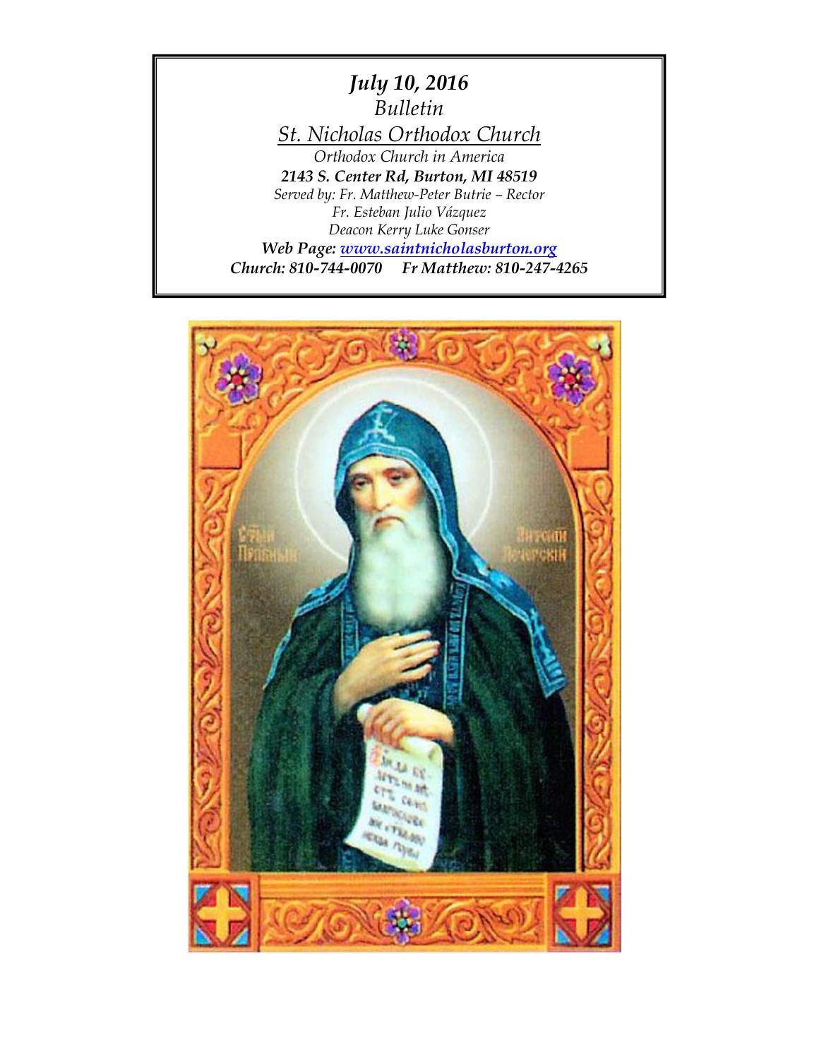***July 10, 2016***

*Bulletin*

*St. Nicholas Orthodox Church*

*Orthodox Church in America*

***2143 S. Center Rd, Burton, MI 48519***

*Served by: Fr. Matthew-Peter Butrie – Rector*

*Fr. Esteban Julio Vázquez*

*Deacon Kerry Luke Gonser*

***Web Page: www.saintnicholasburton.org***

***Church: 810-744-0070    Fr Matthew: 810-247-4265***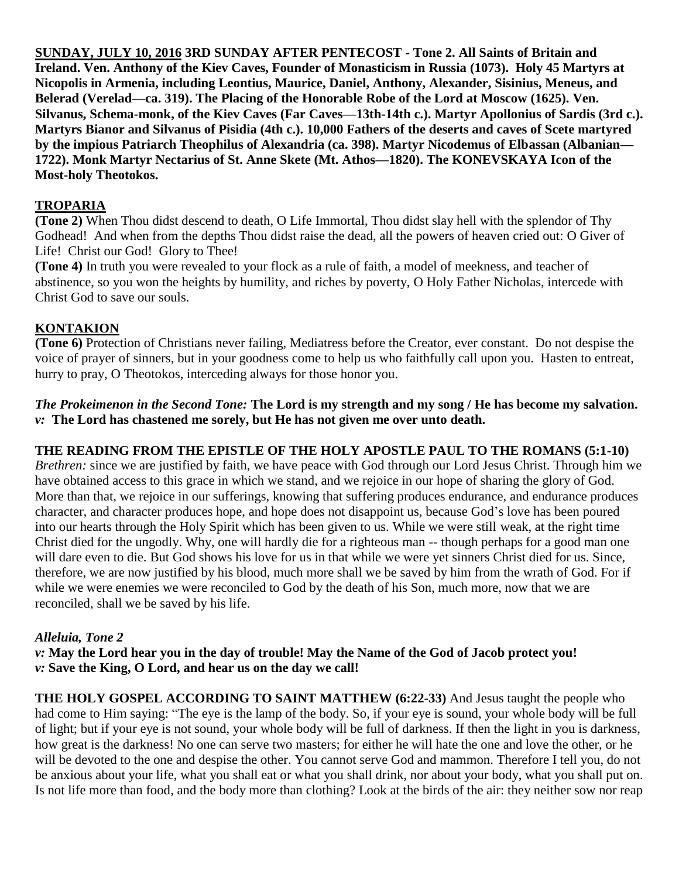**SUNDAY, JULY 10, 2016 3RD SUNDAY AFTER PENTECOST - Tone 2. All Saints of Britain and Ireland. Ven. Anthony of the Kiev Caves, Founder of Monasticism in Russia (1073). Holy 45 Martyrs at Nicopolis in Armenia, including Leontius, Maurice, Daniel, Anthony, Alexander, Sisinius, Meneus, and Belerad (Verelad—ca. 319). The Placing of the Honorable Robe of the Lord at Moscow (1625). Ven. Silvanus, Schema-monk, of the Kiev Caves (Far Caves—13th-14th c.). Martyr Apollonius of Sardis (3rd c.). Martyrs Bianor and Silvanus of Pisidia (4th c.). 10,000 Fathers of the deserts and caves of Scete martyred by the impious Patriarch Theophilus of Alexandria (ca. 398). Martyr Nicodemus of Elbassan (Albanian—1722). Monk Martyr Nectarius of St. Anne Skete (Mt. Athos—1820). The KONEVSKAYA Icon of the Most-holy Theotokos.**

## TROPARIA

**(Tone 2)** When Thou didst descend to death, O Life Immortal, Thou didst slay hell with the splendor of Thy Godhead! And when from the depths Thou didst raise the dead, all the powers of heaven cried out: O Giver of Life! Christ our God! Glory to Thee!

**(Tone 4)** In truth you were revealed to your flock as a rule of faith, a model of meekness, and teacher of abstinence, so you won the heights by humility, and riches by poverty, O Holy Father Nicholas, intercede with Christ God to save our souls.

## KONTAKION

**(Tone 6)** Protection of Christians never failing, Mediatress before the Creator, ever constant. Do not despise the voice of prayer of sinners, but in your goodness come to help us who faithfully call upon you. Hasten to entreat, hurry to pray, O Theotokos, interceding always for those honor you.

***The Prokeimenon in the Second Tone:*** **The Lord is my strength and my song / He has become my salvation.**
***v:*** **The Lord has chastened me sorely, but He has not given me over unto death.**

**THE READING FROM THE EPISTLE OF THE HOLY APOSTLE PAUL TO THE ROMANS (5:1-10)**
*Brethren:* since we are justified by faith, we have peace with God through our Lord Jesus Christ. Through him we have obtained access to this grace in which we stand, and we rejoice in our hope of sharing the glory of God. More than that, we rejoice in our sufferings, knowing that suffering produces endurance, and endurance produces character, and character produces hope, and hope does not disappoint us, because God's love has been poured into our hearts through the Holy Spirit which has been given to us. While we were still weak, at the right time Christ died for the ungodly. Why, one will hardly die for a righteous man -- though perhaps for a good man one will dare even to die. But God shows his love for us in that while we were yet sinners Christ died for us. Since, therefore, we are now justified by his blood, much more shall we be saved by him from the wrath of God. For if while we were enemies we were reconciled to God by the death of his Son, much more, now that we are reconciled, shall we be saved by his life.

***Alleluia, Tone 2***
***v:*** **May the Lord hear you in the day of trouble! May the Name of the God of Jacob protect you!**
***v:*** **Save the King, O Lord, and hear us on the day we call!**

**THE HOLY GOSPEL ACCORDING TO SAINT MATTHEW (6:22-33)** And Jesus taught the people who had come to Him saying: "The eye is the lamp of the body. So, if your eye is sound, your whole body will be full of light; but if your eye is not sound, your whole body will be full of darkness. If then the light in you is darkness, how great is the darkness! No one can serve two masters; for either he will hate the one and love the other, or he will be devoted to the one and despise the other. You cannot serve God and mammon. Therefore I tell you, do not be anxious about your life, what you shall eat or what you shall drink, nor about your body, what you shall put on. Is not life more than food, and the body more than clothing? Look at the birds of the air: they neither sow nor reap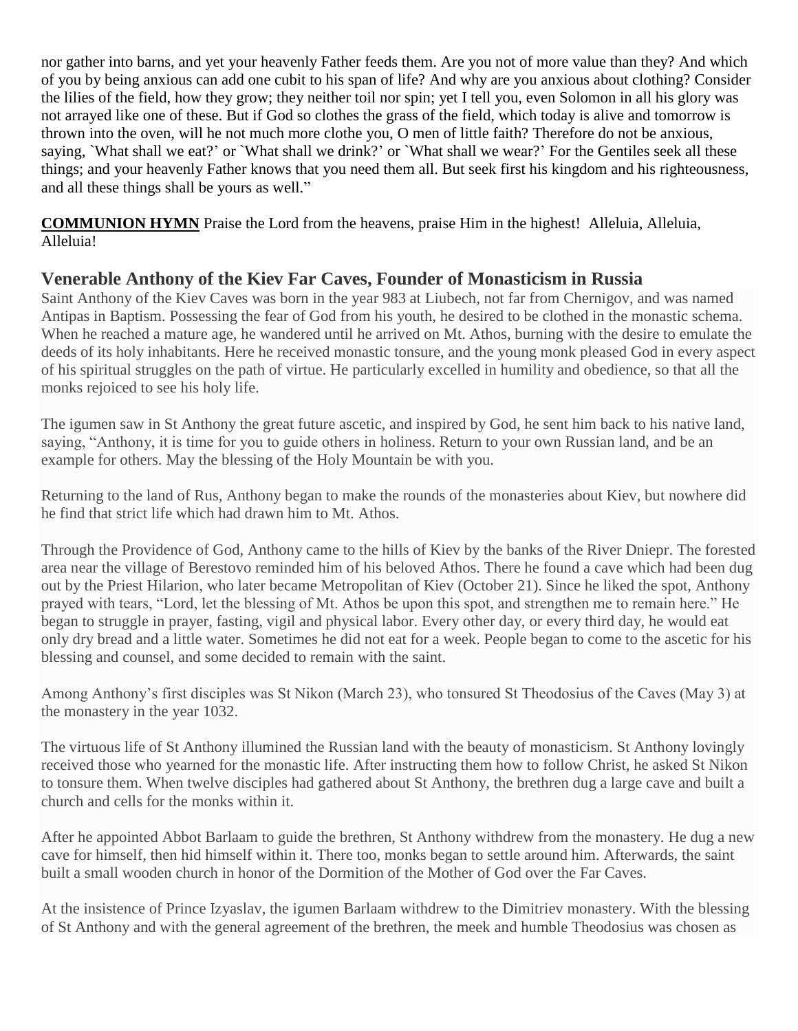nor gather into barns, and yet your heavenly Father feeds them. Are you not of more value than they? And which of you by being anxious can add one cubit to his span of life? And why are you anxious about clothing? Consider the lilies of the field, how they grow; they neither toil nor spin; yet I tell you, even Solomon in all his glory was not arrayed like one of these. But if God so clothes the grass of the field, which today is alive and tomorrow is thrown into the oven, will he not much more clothe you, O men of little faith? Therefore do not be anxious, saying, `What shall we eat?' or `What shall we drink?' or `What shall we wear?' For the Gentiles seek all these things; and your heavenly Father knows that you need them all. But seek first his kingdom and his righteousness, and all these things shall be yours as well."

**COMMUNION HYMN** Praise the Lord from the heavens, praise Him in the highest! Alleluia, Alleluia, Alleluia!

## Venerable Anthony of the Kiev Far Caves, Founder of Monasticism in Russia

Saint Anthony of the Kiev Caves was born in the year 983 at Liubech, not far from Chernigov, and was named Antipas in Baptism. Possessing the fear of God from his youth, he desired to be clothed in the monastic schema. When he reached a mature age, he wandered until he arrived on Mt. Athos, burning with the desire to emulate the deeds of its holy inhabitants. Here he received monastic tonsure, and the young monk pleased God in every aspect of his spiritual struggles on the path of virtue. He particularly excelled in humility and obedience, so that all the monks rejoiced to see his holy life.

The igumen saw in St Anthony the great future ascetic, and inspired by God, he sent him back to his native land, saying, "Anthony, it is time for you to guide others in holiness. Return to your own Russian land, and be an example for others. May the blessing of the Holy Mountain be with you.

Returning to the land of Rus, Anthony began to make the rounds of the monasteries about Kiev, but nowhere did he find that strict life which had drawn him to Mt. Athos.

Through the Providence of God, Anthony came to the hills of Kiev by the banks of the River Dniepr. The forested area near the village of Berestovo reminded him of his beloved Athos. There he found a cave which had been dug out by the Priest Hilarion, who later became Metropolitan of Kiev (October 21). Since he liked the spot, Anthony prayed with tears, "Lord, let the blessing of Mt. Athos be upon this spot, and strengthen me to remain here." He began to struggle in prayer, fasting, vigil and physical labor. Every other day, or every third day, he would eat only dry bread and a little water. Sometimes he did not eat for a week. People began to come to the ascetic for his blessing and counsel, and some decided to remain with the saint.

Among Anthony's first disciples was St Nikon (March 23), who tonsured St Theodosius of the Caves (May 3) at the monastery in the year 1032.

The virtuous life of St Anthony illumined the Russian land with the beauty of monasticism. St Anthony lovingly received those who yearned for the monastic life. After instructing them how to follow Christ, he asked St Nikon to tonsure them. When twelve disciples had gathered about St Anthony, the brethren dug a large cave and built a church and cells for the monks within it.

After he appointed Abbot Barlaam to guide the brethren, St Anthony withdrew from the monastery. He dug a new cave for himself, then hid himself within it. There too, monks began to settle around him. Afterwards, the saint built a small wooden church in honor of the Dormition of the Mother of God over the Far Caves.

At the insistence of Prince Izyaslav, the igumen Barlaam withdrew to the Dimitriev monastery. With the blessing of St Anthony and with the general agreement of the brethren, the meek and humble Theodosius was chosen as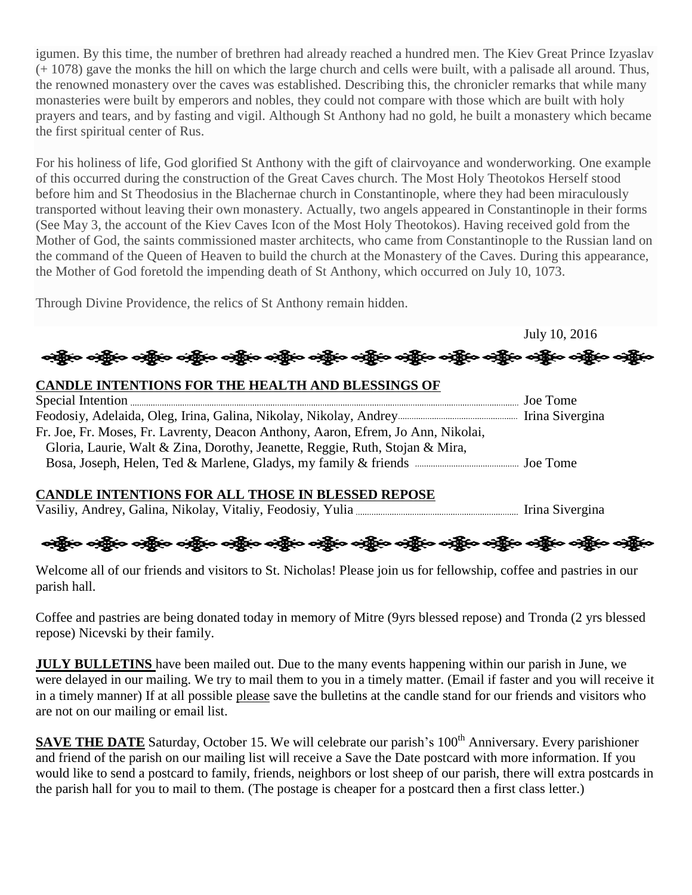igumen. By this time, the number of brethren had already reached a hundred men. The Kiev Great Prince Izyaslav (+ 1078) gave the monks the hill on which the large church and cells were built, with a palisade all around. Thus, the renowned monastery over the caves was established. Describing this, the chronicler remarks that while many monasteries were built by emperors and nobles, they could not compare with those which are built with holy prayers and tears, and by fasting and vigil. Although St Anthony had no gold, he built a monastery which became the first spiritual center of Rus.

For his holiness of life, God glorified St Anthony with the gift of clairvoyance and wonderworking. One example of this occurred during the construction of the Great Caves church. The Most Holy Theotokos Herself stood before him and St Theodosius in the Blachernae church in Constantinople, where they had been miraculously transported without leaving their own monastery. Actually, two angels appeared in Constantinople in their forms (See May 3, the account of the Kiev Caves Icon of the Most Holy Theotokos). Having received gold from the Mother of God, the saints commissioned master architects, who came from Constantinople to the Russian land on the command of the Queen of Heaven to build the church at the Monastery of the Caves. During this appearance, the Mother of God foretold the impending death of St Anthony, which occurred on July 10, 1073.

Through Divine Providence, the relics of St Anthony remain hidden.

July 10, 2016

**CANDLE INTENTIONS FOR THE HEALTH AND BLESSINGS OF**

Special Intention .......... Joe Tome
Feodosiy, Adelaida, Oleg, Irina, Galina, Nikolay, Nikolay, Andrey.......... Irina Sivergina
Fr. Joe, Fr. Moses, Fr. Lavrenty, Deacon Anthony, Aaron, Efrem, Jo Ann, Nikolai, Gloria, Laurie, Walt & Zina, Dorothy, Jeanette, Reggie, Ruth, Stojan & Mira, Bosa, Joseph, Helen, Ted & Marlene, Gladys, my family & friends .......... Joe Tome

**CANDLE INTENTIONS FOR ALL THOSE IN BLESSED REPOSE**

Vasiliy, Andrey, Galina, Nikolay, Vitaliy, Feodosiy, Yulia .......... Irina Sivergina

Welcome all of our friends and visitors to St. Nicholas! Please join us for fellowship, coffee and pastries in our parish hall.

Coffee and pastries are being donated today in memory of Mitre (9yrs blessed repose) and Tronda (2 yrs blessed repose) Nicevski by their family.

**JULY BULLETINS** have been mailed out. Due to the many events happening within our parish in June, we were delayed in our mailing. We try to mail them to you in a timely matter. (Email if faster and you will receive it in a timely manner) If at all possible please save the bulletins at the candle stand for our friends and visitors who are not on our mailing or email list.

**SAVE THE DATE** Saturday, October 15. We will celebrate our parish's 100th Anniversary. Every parishioner and friend of the parish on our mailing list will receive a Save the Date postcard with more information. If you would like to send a postcard to family, friends, neighbors or lost sheep of our parish, there will extra postcards in the parish hall for you to mail to them. (The postage is cheaper for a postcard then a first class letter.)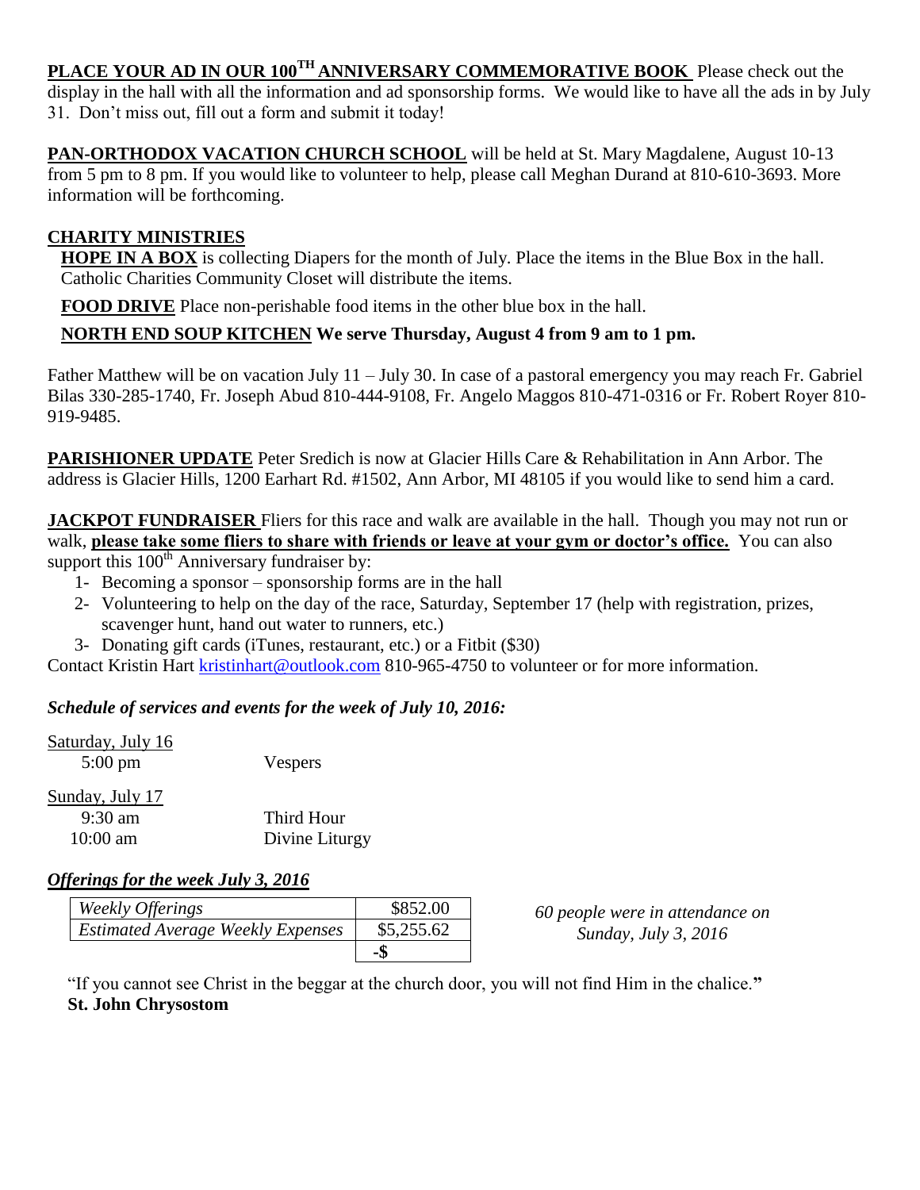**PLACE YOUR AD IN OUR 100TH ANNIVERSARY COMMEMORATIVE BOOK** Please check out the display in the hall with all the information and ad sponsorship forms. We would like to have all the ads in by July 31. Don't miss out, fill out a form and submit it today!

**PAN-ORTHODOX VACATION CHURCH SCHOOL** will be held at St. Mary Magdalene, August 10-13 from 5 pm to 8 pm. If you would like to volunteer to help, please call Meghan Durand at 810-610-3693. More information will be forthcoming.

**CHARITY MINISTRIES**

**HOPE IN A BOX** is collecting Diapers for the month of July. Place the items in the Blue Box in the hall. Catholic Charities Community Closet will distribute the items.

**FOOD DRIVE** Place non-perishable food items in the other blue box in the hall.

**NORTH END SOUP KITCHEN We serve Thursday, August 4 from 9 am to 1 pm.**

Father Matthew will be on vacation July 11 – July 30. In case of a pastoral emergency you may reach Fr. Gabriel Bilas 330-285-1740, Fr. Joseph Abud 810-444-9108, Fr. Angelo Maggos 810-471-0316 or Fr. Robert Royer 810-919-9485.

**PARISHIONER UPDATE** Peter Sredich is now at Glacier Hills Care & Rehabilitation in Ann Arbor. The address is Glacier Hills, 1200 Earhart Rd. #1502, Ann Arbor, MI 48105 if you would like to send him a card.

**JACKPOT FUNDRAISER** Fliers for this race and walk are available in the hall. Though you may not run or walk, **please take some fliers to share with friends or leave at your gym or doctor's office.** You can also support this 100th Anniversary fundraiser by:

1- Becoming a sponsor – sponsorship forms are in the hall
2- Volunteering to help on the day of the race, Saturday, September 17 (help with registration, prizes, scavenger hunt, hand out water to runners, etc.)
3- Donating gift cards (iTunes, restaurant, etc.) or a Fitbit ($30)

Contact Kristin Hart kristinhart@outlook.com 810-965-4750 to volunteer or for more information.

***Schedule of services and events for the week of July 10, 2016:***

Saturday, July 16
5:00 pm Vespers

Sunday, July 17
9:30 am Third Hour
10:00 am Divine Liturgy

***Offerings for the week July 3, 2016***

| | |
|---|---|
| *Weekly Offerings* | $852.00 |
| *Estimated Average Weekly Expenses* | $5,255.62 |
| | -$ |

*60 people were in attendance on Sunday, July 3, 2016*

"If you cannot see Christ in the beggar at the church door, you will not find Him in the chalice."
**St. John Chrysostom**